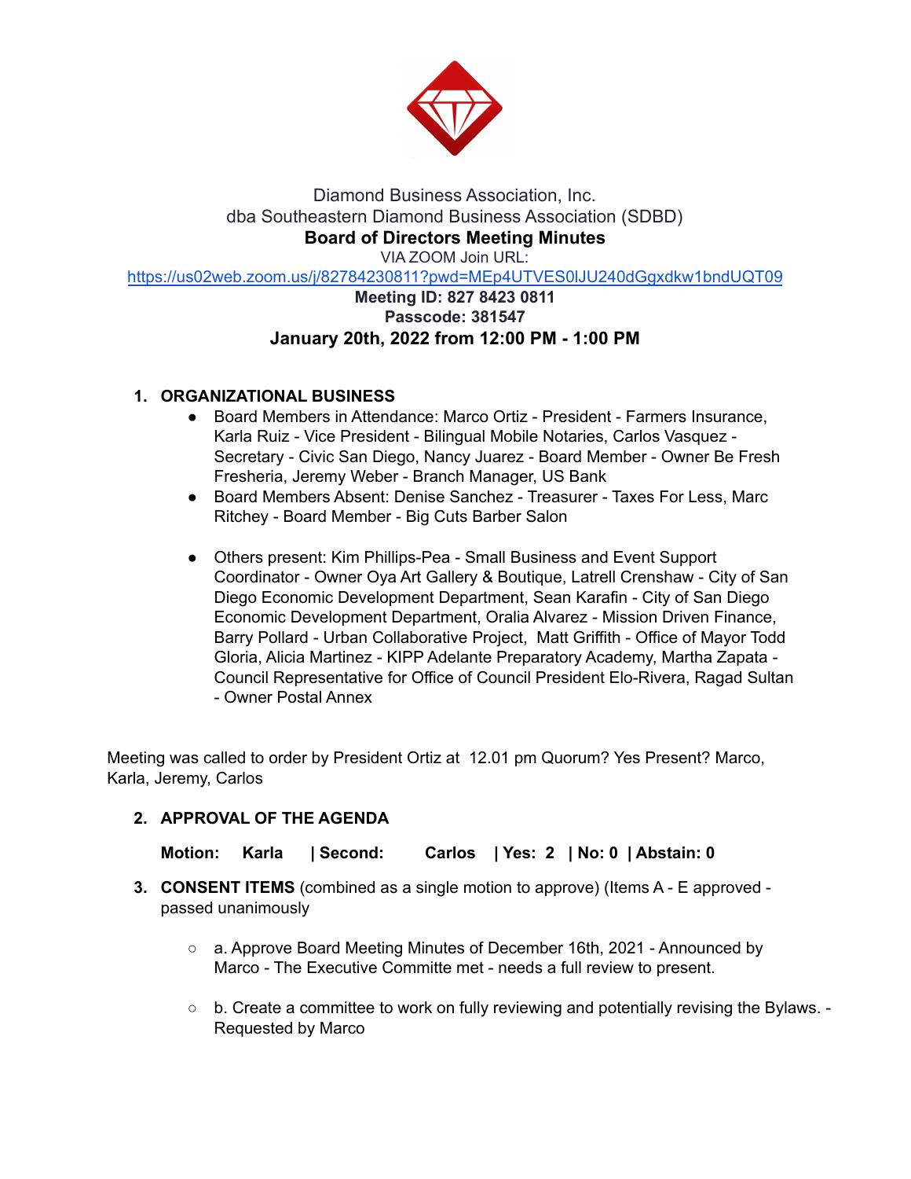Diamond Business Association, Inc.
dba Southeastern Diamond Business Association (SDBD)

**Board of Directors Meeting Minutes**

VIA ZOOM Join URL:
https://us02web.zoom.us/j/82784230811?pwd=MEp4UTVES0lJU240dGgxdkw1bndUQT09

**Meeting ID: 827 8423 0811**

**Passcode: 381547**

**January 20th, 2022 from 12:00 PM - 1:00 PM**

1. **ORGANIZATIONAL BUSINESS**
   - Board Members in Attendance: Marco Ortiz - President - Farmers Insurance, Karla Ruiz - Vice President - Bilingual Mobile Notaries, Carlos Vasquez - Secretary - Civic San Diego, Nancy Juarez - Board Member - Owner Be Fresh Fresheria, Jeremy Weber - Branch Manager, US Bank
   - Board Members Absent: Denise Sanchez - Treasurer - Taxes For Less, Marc Ritchey - Board Member - Big Cuts Barber Salon
   - Others present: Kim Phillips-Pea - Small Business and Event Support Coordinator - Owner Oya Art Gallery & Boutique, Latrell Crenshaw - City of San Diego Economic Development Department, Sean Karafin - City of San Diego Economic Development Department, Oralia Alvarez - Mission Driven Finance, Barry Pollard - Urban Collaborative Project, Matt Griffith - Office of Mayor Todd Gloria, Alicia Martinez - KIPP Adelante Preparatory Academy, Martha Zapata - Council Representative for Office of Council President Elo-Rivera, Ragad Sultan - Owner Postal Annex

Meeting was called to order by President Ortiz at 12.01 pm Quorum? Yes Present? Marco, Karla, Jeremy, Carlos

2. **APPROVAL OF THE AGENDA**

   **Motion: Karla | Second: Carlos | Yes: 2 | No: 0 | Abstain: 0**

3. **CONSENT ITEMS** (combined as a single motion to approve) (Items A - E approved - passed unanimously

   - a. Approve Board Meeting Minutes of December 16th, 2021 - Announced by Marco - The Executive Committe met - needs a full review to present.
   - b. Create a committee to work on fully reviewing and potentially revising the Bylaws. - Requested by Marco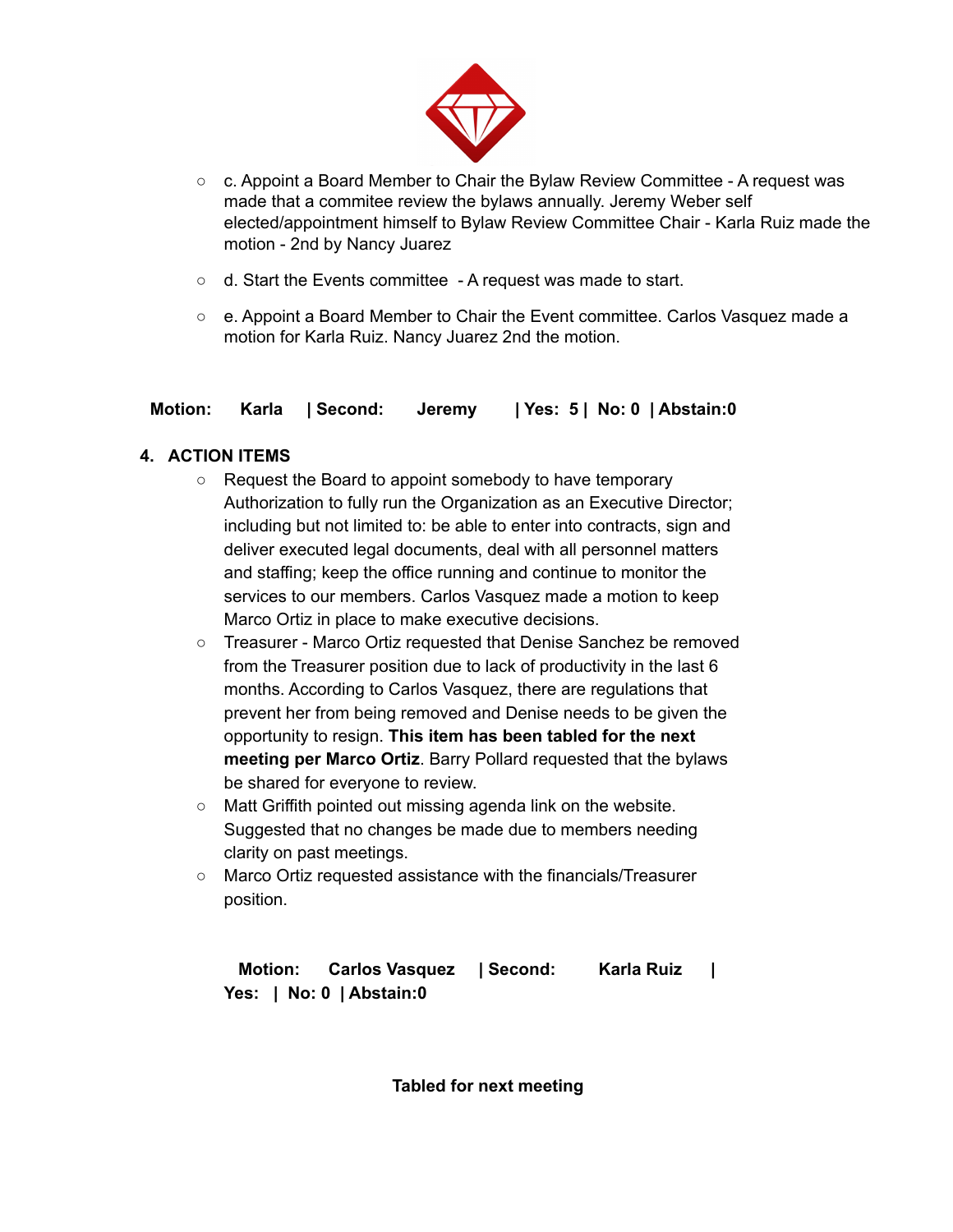- c. Appoint a Board Member to Chair the Bylaw Review Committee - A request was made that a commitee review the bylaws annually. Jeremy Weber self elected/appointment himself to Bylaw Review Committee Chair - Karla Ruiz made the motion - 2nd by Nancy Juarez
- d. Start the Events committee - A request was made to start.
- e. Appoint a Board Member to Chair the Event committee. Carlos Vasquez made a motion for Karla Ruiz. Nancy Juarez 2nd the motion.

**Motion: Karla | Second: Jeremy | Yes: 5 | No: 0 | Abstain:0**

## 4. ACTION ITEMS

- Request the Board to appoint somebody to have temporary Authorization to fully run the Organization as an Executive Director; including but not limited to: be able to enter into contracts, sign and deliver executed legal documents, deal with all personnel matters and staffing; keep the office running and continue to monitor the services to our members. Carlos Vasquez made a motion to keep Marco Ortiz in place to make executive decisions.
- Treasurer - Marco Ortiz requested that Denise Sanchez be removed from the Treasurer position due to lack of productivity in the last 6 months. According to Carlos Vasquez, there are regulations that prevent her from being removed and Denise needs to be given the opportunity to resign. **This item has been tabled for the next meeting per Marco Ortiz**. Barry Pollard requested that the bylaws be shared for everyone to review.
- Matt Griffith pointed out missing agenda link on the website. Suggested that no changes be made due to members needing clarity on past meetings.
- Marco Ortiz requested assistance with the financials/Treasurer position.

**Motion: Carlos Vasquez | Second: Karla Ruiz | Yes: | No: 0 | Abstain:0**

**Tabled for next meeting**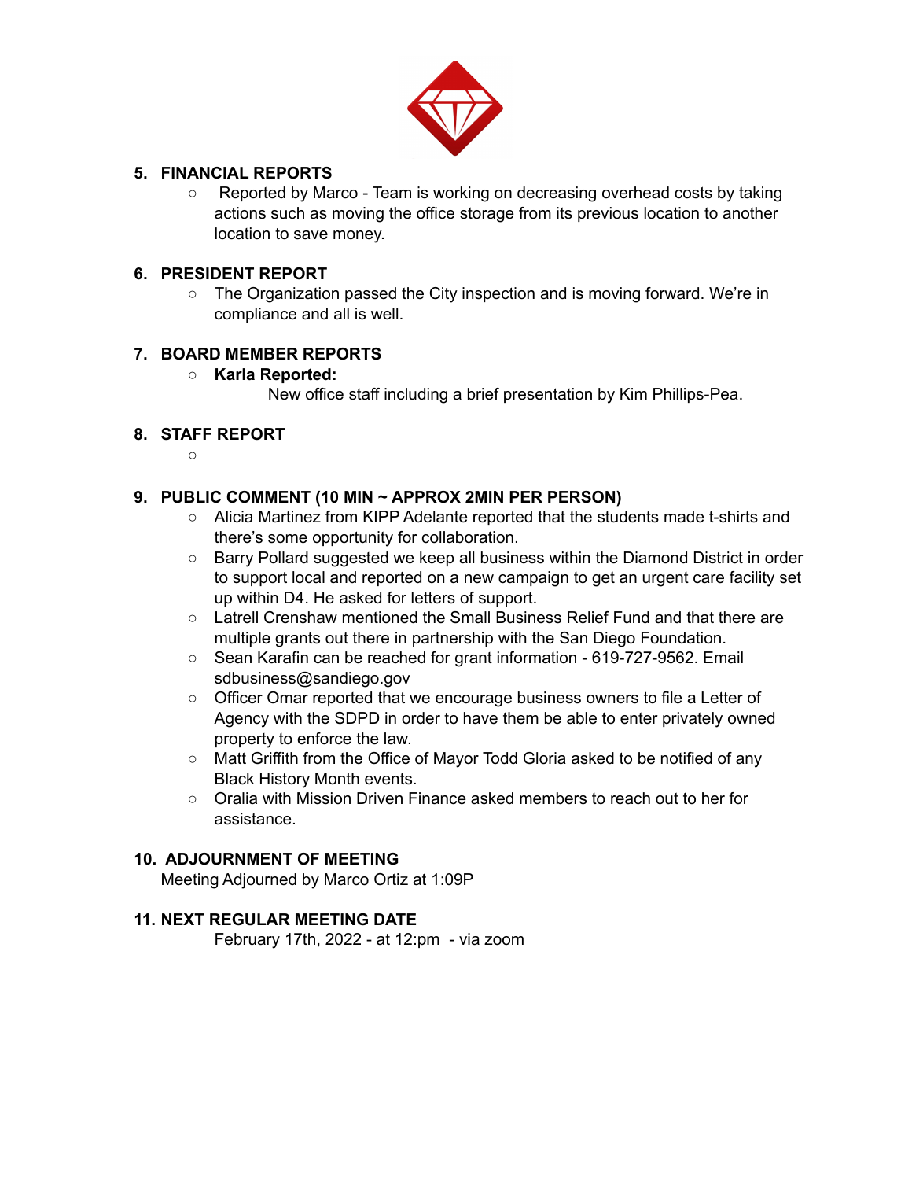5. **FINANCIAL REPORTS**
   - Reported by Marco - Team is working on decreasing overhead costs by taking actions such as moving the office storage from its previous location to another location to save money.

6. **PRESIDENT REPORT**
   - The Organization passed the City inspection and is moving forward. We're in compliance and all is well.

7. **BOARD MEMBER REPORTS**
   - **Karla Reported:**
     New office staff including a brief presentation by Kim Phillips-Pea.

8. **STAFF REPORT**
   -

9. **PUBLIC COMMENT (10 MIN ~ APPROX 2MIN PER PERSON)**
   - Alicia Martinez from KIPP Adelante reported that the students made t-shirts and there's some opportunity for collaboration.
   - Barry Pollard suggested we keep all business within the Diamond District in order to support local and reported on a new campaign to get an urgent care facility set up within D4. He asked for letters of support.
   - Latrell Crenshaw mentioned the Small Business Relief Fund and that there are multiple grants out there in partnership with the San Diego Foundation.
   - Sean Karafin can be reached for grant information - 619-727-9562. Email sdbusiness@sandiego.gov
   - Officer Omar reported that we encourage business owners to file a Letter of Agency with the SDPD in order to have them be able to enter privately owned property to enforce the law.
   - Matt Griffith from the Office of Mayor Todd Gloria asked to be notified of any Black History Month events.
   - Oralia with Mission Driven Finance asked members to reach out to her for assistance.

10. **ADJOURNMENT OF MEETING**
    Meeting Adjourned by Marco Ortiz at 1:09P

11. **NEXT REGULAR MEETING DATE**
    February 17th, 2022 - at 12:pm - via zoom